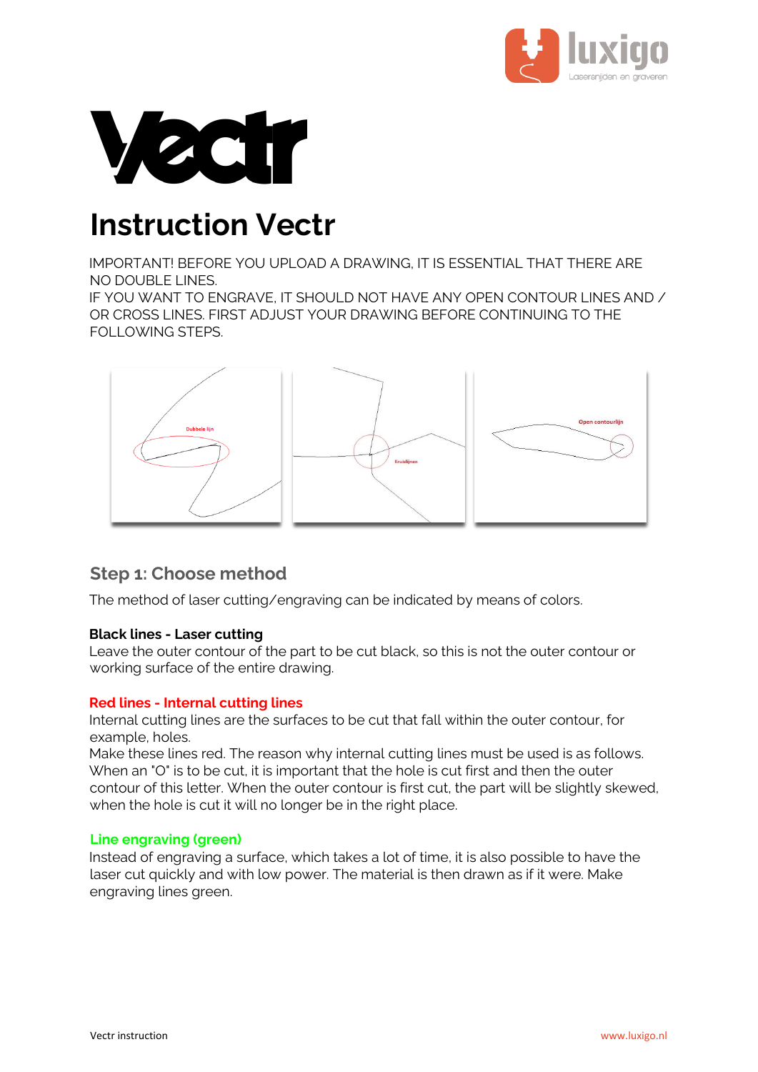# Vectr

# Instruction Vectr

IMPORTANT! BEFORE YOU UPLOAD A DRAWING, IT IS ESSENTIAL THAT THERE ARE NO DOUBLE LINES.
IF YOU WANT TO ENGRAVE, IT SHOULD NOT HAVE ANY OPEN CONTOUR LINES AND / OR CROSS LINES. FIRST ADJUST YOUR DRAWING BEFORE CONTINUING TO THE FOLLOWING STEPS.

Dubbele lijn

Kruislijnen

Open contourlijn

## Step 1: Choose method

The method of laser cutting/engraving can be indicated by means of colors.

**Black lines - Laser cutting**
Leave the outer contour of the part to be cut black, so this is not the outer contour or working surface of the entire drawing.

**Red lines - Internal cutting lines**
Internal cutting lines are the surfaces to be cut that fall within the outer contour, for example, holes.
Make these lines red. The reason why internal cutting lines must be used is as follows. When an "O" is to be cut, it is important that the hole is cut first and then the outer contour of this letter. When the outer contour is first cut, the part will be slightly skewed, when the hole is cut it will no longer be in the right place.

**Line engraving (green)**
Instead of engraving a surface, which takes a lot of time, it is also possible to have the laser cut quickly and with low power. The material is then drawn as if it were. Make engraving lines green.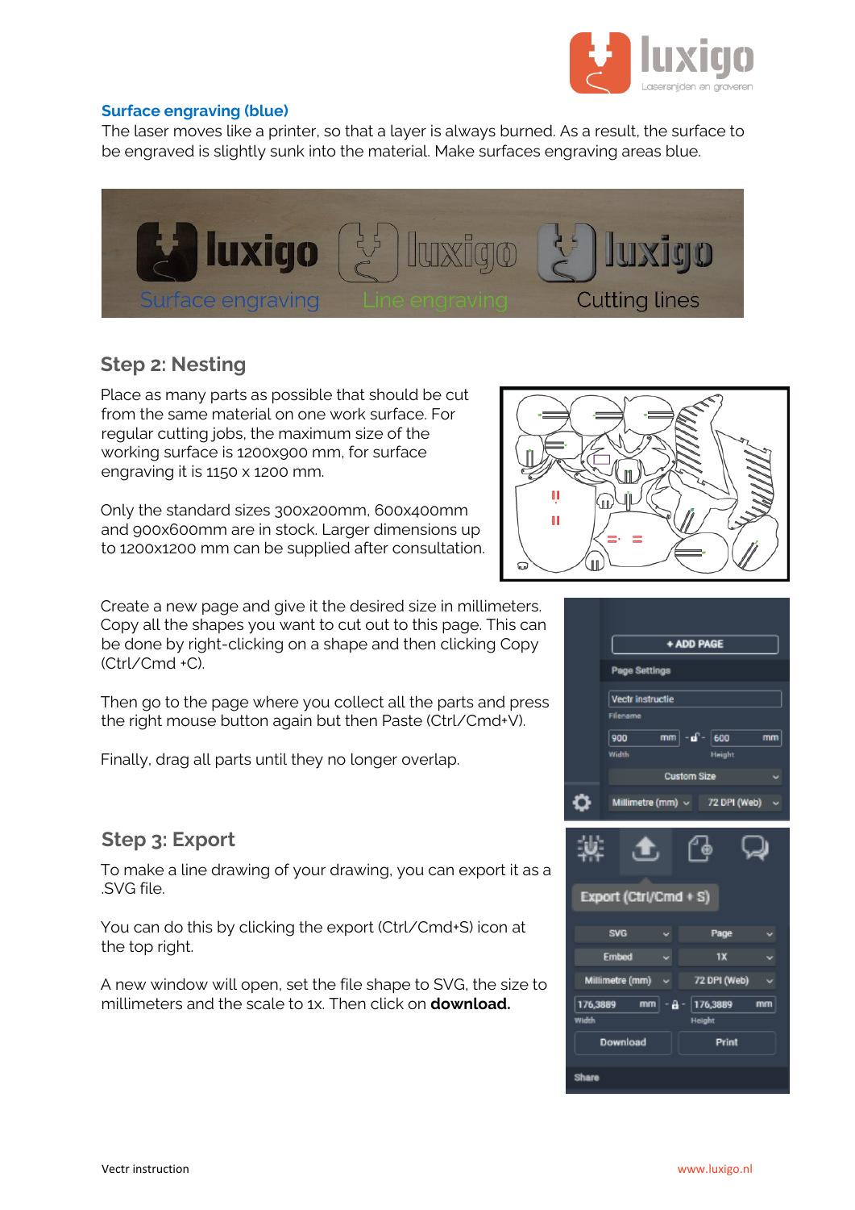### Surface engraving (blue)

The laser moves like a printer, so that a layer is always burned. As a result, the surface to be engraved is slightly sunk into the material. Make surfaces engraving areas blue.

## Step 2: Nesting

Place as many parts as possible that should be cut from the same material on one work surface. For regular cutting jobs, the maximum size of the working surface is 1200x900 mm, for surface engraving it is 1150 x 1200 mm.

Only the standard sizes 300x200mm, 600x400mm and 900x600mm are in stock. Larger dimensions up to 1200x1200 mm can be supplied after consultation.

Create a new page and give it the desired size in millimeters. Copy all the shapes you want to cut out to this page. This can be done by right-clicking on a shape and then clicking Copy (Ctrl/Cmd +C).

Then go to the page where you collect all the parts and press the right mouse button again but then Paste (Ctrl/Cmd+V).

Finally, drag all parts until they no longer overlap.

## Step 3: Export

To make a line drawing of your drawing, you can export it as a .SVG file.

You can do this by clicking the export (Ctrl/Cmd+S) icon at the top right.

A new window will open, set the file shape to SVG, the size to millimeters and the scale to 1x. Then click on **download.**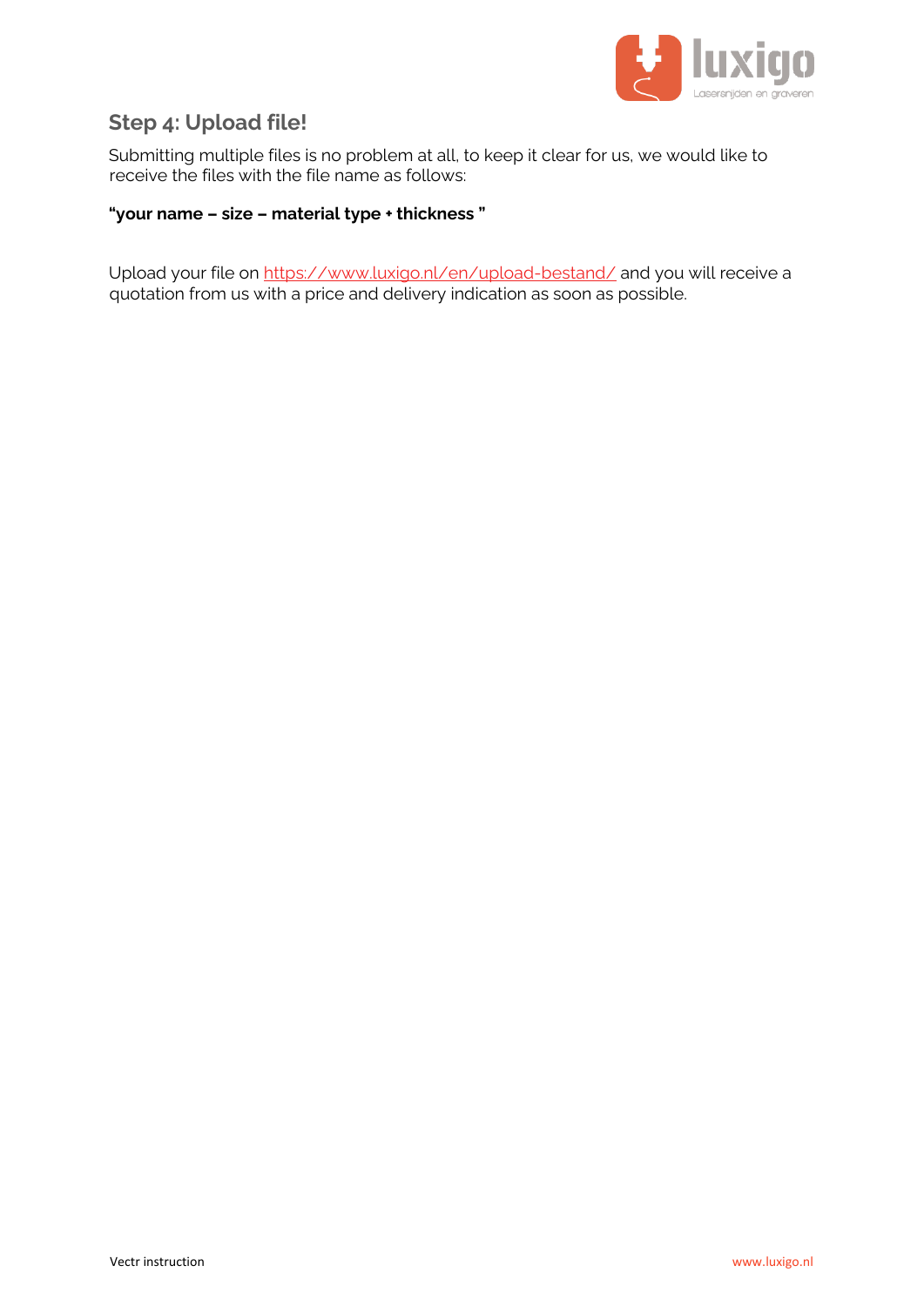## Step 4: Upload file!

Submitting multiple files is no problem at all, to keep it clear for us, we would like to receive the files with the file name as follows:

**"your name – size – material type + thickness "**

Upload your file on https://www.luxigo.nl/en/upload-bestand/ and you will receive a quotation from us with a price and delivery indication as soon as possible.